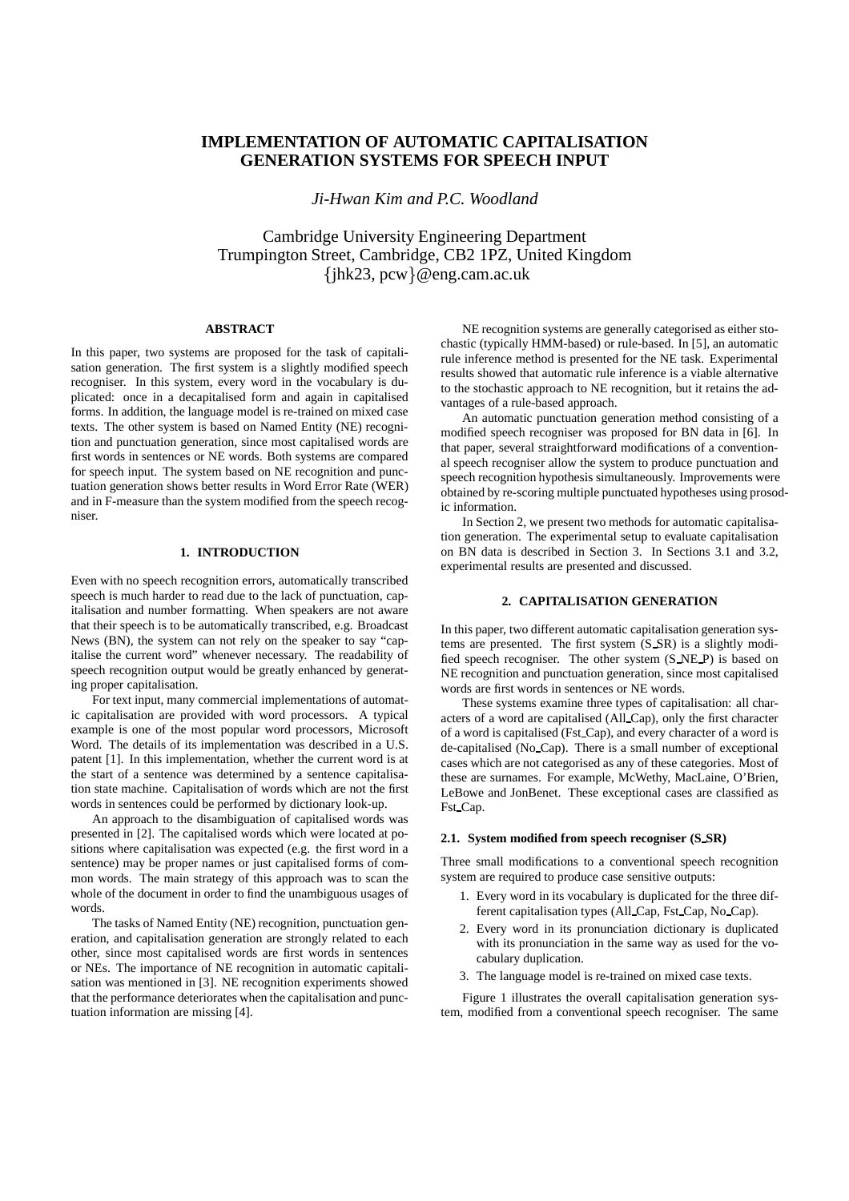# IMPLEMENTATION OF AUTOMATIC CAPITALISATION GENERATION SYSTEMS FOR SPEECH INPUT

*Ji-Hwan Kim and P.C. Woodland*

Cambridge University Engineering Department
Trumpington Street, Cambridge, CB2 1PZ, United Kingdom
{jhk23, pcw}@eng.cam.ac.uk

## ABSTRACT

In this paper, two systems are proposed for the task of capitalisation generation. The first system is a slightly modified speech recogniser. In this system, every word in the vocabulary is duplicated: once in a decapitalised form and again in capitalised forms. In addition, the language model is re-trained on mixed case texts. The other system is based on Named Entity (NE) recognition and punctuation generation, since most capitalised words are first words in sentences or NE words. Both systems are compared for speech input. The system based on NE recognition and punctuation generation shows better results in Word Error Rate (WER) and in F-measure than the system modified from the speech recogniser.

## 1. INTRODUCTION

Even with no speech recognition errors, automatically transcribed speech is much harder to read due to the lack of punctuation, capitalisation and number formatting. When speakers are not aware that their speech is to be automatically transcribed, e.g. Broadcast News (BN), the system can not rely on the speaker to say "capitalise the current word" whenever necessary. The readability of speech recognition output would be greatly enhanced by generating proper capitalisation.

For text input, many commercial implementations of automatic capitalisation are provided with word processors. A typical example is one of the most popular word processors, Microsoft Word. The details of its implementation was described in a U.S. patent [1]. In this implementation, whether the current word is at the start of a sentence was determined by a sentence capitalisation state machine. Capitalisation of words which are not the first words in sentences could be performed by dictionary look-up.

An approach to the disambiguation of capitalised words was presented in [2]. The capitalised words which were located at positions where capitalisation was expected (e.g. the first word in a sentence) may be proper names or just capitalised forms of common words. The main strategy of this approach was to scan the whole of the document in order to find the unambiguous usages of words.

The tasks of Named Entity (NE) recognition, punctuation generation, and capitalisation generation are strongly related to each other, since most capitalised words are first words in sentences or NEs. The importance of NE recognition in automatic capitalisation was mentioned in [3]. NE recognition experiments showed that the performance deteriorates when the capitalisation and punctuation information are missing [4].

NE recognition systems are generally categorised as either stochastic (typically HMM-based) or rule-based. In [5], an automatic rule inference method is presented for the NE task. Experimental results showed that automatic rule inference is a viable alternative to the stochastic approach to NE recognition, but it retains the advantages of a rule-based approach.

An automatic punctuation generation method consisting of a modified speech recogniser was proposed for BN data in [6]. In that paper, several straightforward modifications of a conventional speech recogniser allow the system to produce punctuation and speech recognition hypothesis simultaneously. Improvements were obtained by re-scoring multiple punctuated hypotheses using prosodic information.

In Section 2, we present two methods for automatic capitalisation generation. The experimental setup to evaluate capitalisation on BN data is described in Section 3. In Sections 3.1 and 3.2, experimental results are presented and discussed.

## 2. CAPITALISATION GENERATION

In this paper, two different automatic capitalisation generation systems are presented. The first system (S_SR) is a slightly modified speech recogniser. The other system (S_NE_P) is based on NE recognition and punctuation generation, since most capitalised words are first words in sentences or NE words.

These systems examine three types of capitalisation: all characters of a word are capitalised (All_Cap), only the first character of a word is capitalised (Fst_Cap), and every character of a word is de-capitalised (No_Cap). There is a small number of exceptional cases which are not categorised as any of these categories. Most of these are surnames. For example, McWethy, MacLaine, O'Brien, LeBowe and JonBenet. These exceptional cases are classified as Fst_Cap.

### 2.1. System modified from speech recogniser (S_SR)

Three small modifications to a conventional speech recognition system are required to produce case sensitive outputs:

1. Every word in its vocabulary is duplicated for the three different capitalisation types (All_Cap, Fst_Cap, No_Cap).
2. Every word in its pronunciation dictionary is duplicated with its pronunciation in the same way as used for the vocabulary duplication.
3. The language model is re-trained on mixed case texts.

Figure 1 illustrates the overall capitalisation generation system, modified from a conventional speech recogniser. The same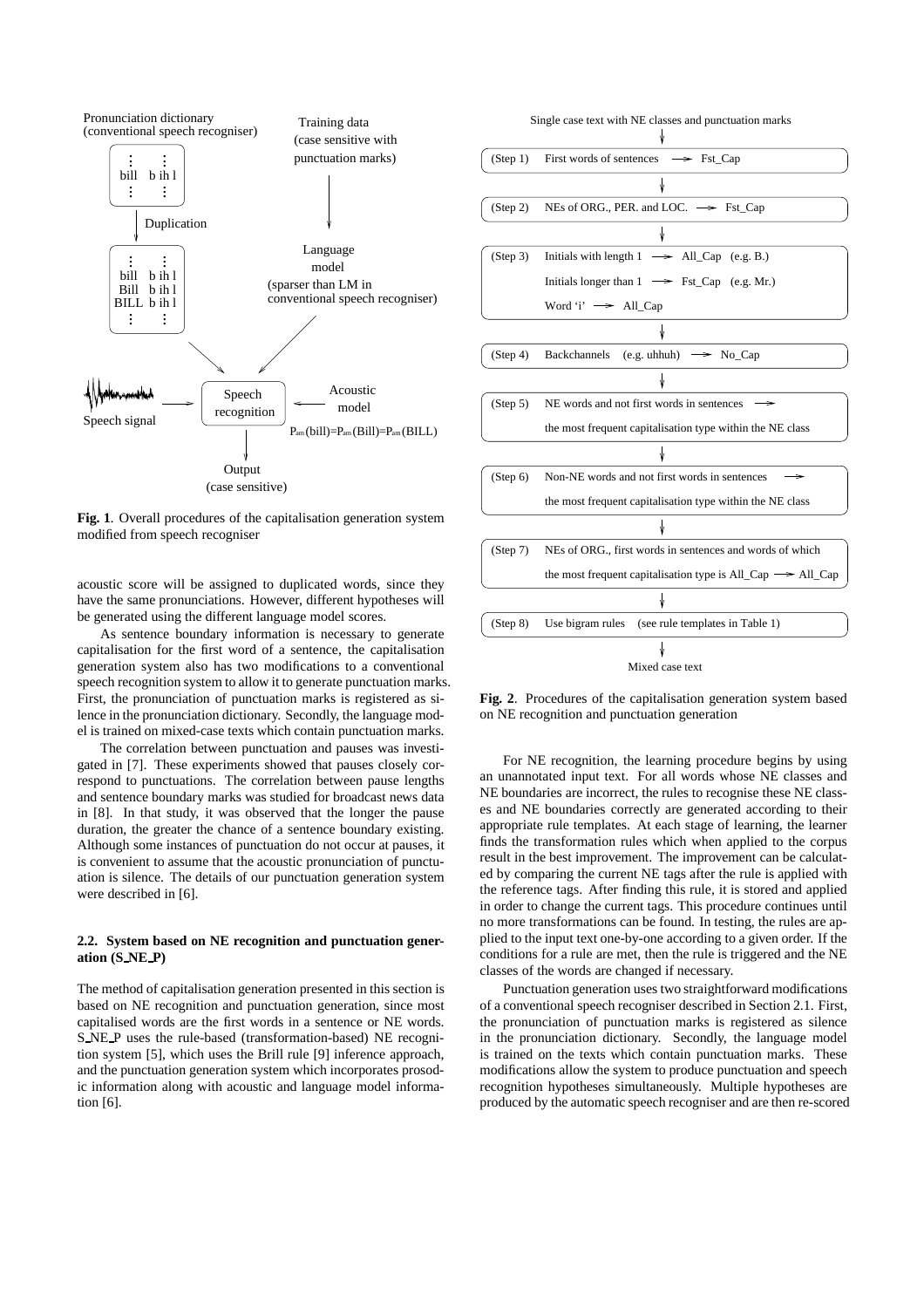Pronunciation dictionary (conventional speech recogniser)

Training data (case sensitive with punctuation marks)

Duplication

Language model (sparser than LM in conventional speech recogniser)

Speech signal → Speech recognition ← Acoustic model

$P_{am}(\text{bill})=P_{am}(\text{Bill})=P_{am}(\text{BILL})$

Output (case sensitive)

**Fig. 1**. Overall procedures of the capitalisation generation system modified from speech recogniser

acoustic score will be assigned to duplicated words, since they have the same pronunciations. However, different hypotheses will be generated using the different language model scores.

As sentence boundary information is necessary to generate capitalisation for the first word of a sentence, the capitalisation generation system also has two modifications to a conventional speech recognition system to allow it to generate punctuation marks. First, the pronunciation of punctuation marks is registered as silence in the pronunciation dictionary. Secondly, the language model is trained on mixed-case texts which contain punctuation marks.

The correlation between punctuation and pauses was investigated in [7]. These experiments showed that pauses closely correspond to punctuations. The correlation between pause lengths and sentence boundary marks was studied for broadcast news data in [8]. In that study, it was observed that the longer the pause duration, the greater the chance of a sentence boundary existing. Although some instances of punctuation do not occur at pauses, it is convenient to assume that the acoustic pronunciation of punctuation is silence. The details of our punctuation generation system were described in [6].

### 2.2. System based on NE recognition and punctuation generation (S_NE_P)

The method of capitalisation generation presented in this section is based on NE recognition and punctuation generation, since most capitalised words are the first words in a sentence or NE words. S_NE_P uses the rule-based (transformation-based) NE recognition system [5], which uses the Brill rule [9] inference approach, and the punctuation generation system which incorporates prosodic information along with acoustic and language model information [6].

Single case text with NE classes and punctuation marks

(Step 1) First words of sentences → Fst_Cap

(Step 2) NEs of ORG., PER. and LOC. → Fst_Cap

(Step 3) Initials with length 1 → All_Cap (e.g. B.)
Initials longer than 1 → Fst_Cap (e.g. Mr.)
Word 'i' → All_Cap

(Step 4) Backchannels (e.g. uhhuh) → No_Cap

(Step 5) NE words and not first words in sentences → the most frequent capitalisation type within the NE class

(Step 6) Non-NE words and not first words in sentences → the most frequent capitalisation type within the NE class

(Step 7) NEs of ORG., first words in sentences and words of which the most frequent capitalisation type is All_Cap → All_Cap

(Step 8) Use bigram rules (see rule templates in Table 1)

Mixed case text

**Fig. 2**. Procedures of the capitalisation generation system based on NE recognition and punctuation generation

For NE recognition, the learning procedure begins by using an unannotated input text. For all words whose NE classes and NE boundaries are incorrect, the rules to recognise these NE classes and NE boundaries correctly are generated according to their appropriate rule templates. At each stage of learning, the learner finds the transformation rules which when applied to the corpus result in the best improvement. The improvement can be calculated by comparing the current NE tags after the rule is applied with the reference tags. After finding this rule, it is stored and applied in order to change the current tags. This procedure continues until no more transformations can be found. In testing, the rules are applied to the input text one-by-one according to a given order. If the conditions for a rule are met, then the rule is triggered and the NE classes of the words are changed if necessary.

Punctuation generation uses two straightforward modifications of a conventional speech recogniser described in Section 2.1. First, the pronunciation of punctuation marks is registered as silence in the pronunciation dictionary. Secondly, the language model is trained on the texts which contain punctuation marks. These modifications allow the system to produce punctuation and speech recognition hypotheses simultaneously. Multiple hypotheses are produced by the automatic speech recogniser and are then re-scored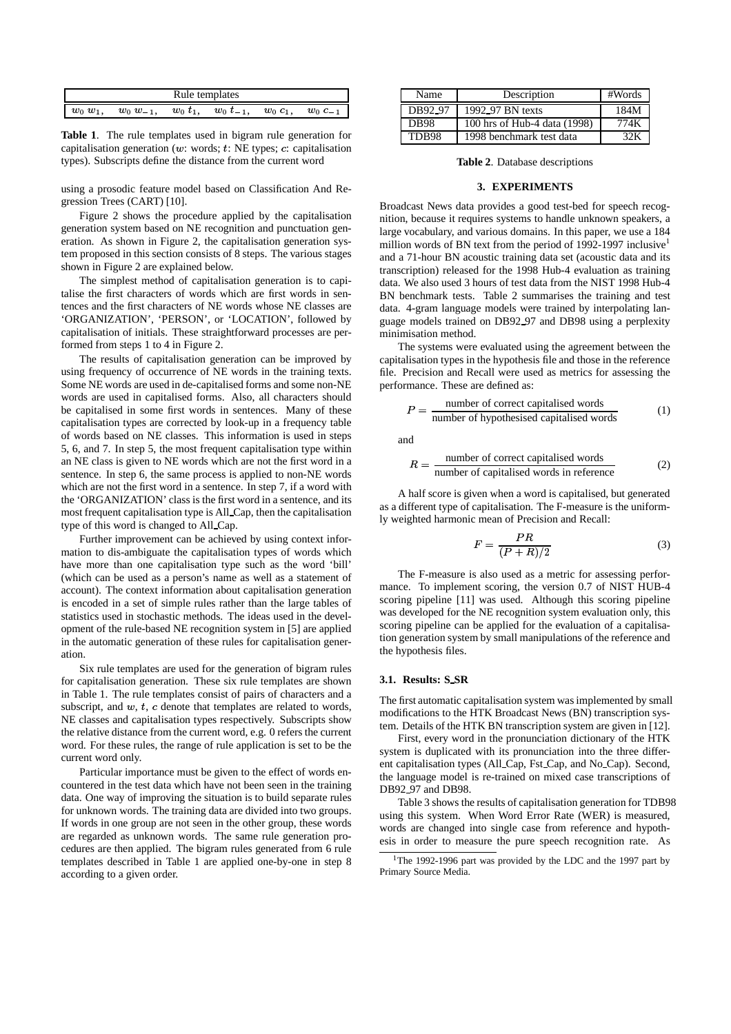| Rule templates | | | | | |
|---|---|---|---|---|---|
| $w_0\ w_1$, | $w_0\ w_{-1}$, | $w_0\ t_1$, | $w_0\ t_{-1}$, | $w_0\ c_1$, | $w_0\ c_{-1}$ |

**Table 1**. The rule templates used in bigram rule generation for capitalisation generation ($w$: words; $t$: NE types; $c$: capitalisation types). Subscripts define the distance from the current word

using a prosodic feature model based on Classification And Regression Trees (CART) [10].

Figure 2 shows the procedure applied by the capitalisation generation system based on NE recognition and punctuation generation. As shown in Figure 2, the capitalisation generation system proposed in this section consists of 8 steps. The various stages shown in Figure 2 are explained below.

The simplest method of capitalisation generation is to capitalise the first characters of words which are first words in sentences and the first characters of NE words whose NE classes are 'ORGANIZATION', 'PERSON', or 'LOCATION', followed by capitalisation of initials. These straightforward processes are performed from steps 1 to 4 in Figure 2.

The results of capitalisation generation can be improved by using frequency of occurrence of NE words in the training texts. Some NE words are used in de-capitalised forms and some non-NE words are used in capitalised forms. Also, all characters should be capitalised in some first words in sentences. Many of these capitalisation types are corrected by look-up in a frequency table of words based on NE classes. This information is used in steps 5, 6, and 7. In step 5, the most frequent capitalisation type within an NE class is given to NE words which are not the first word in a sentence. In step 6, the same process is applied to non-NE words which are not the first word in a sentence. In step 7, if a word with the 'ORGANIZATION' class is the first word in a sentence, and its most frequent capitalisation type is All_Cap, then the capitalisation type of this word is changed to All_Cap.

Further improvement can be achieved by using context information to dis-ambiguate the capitalisation types of words which have more than one capitalisation type such as the word 'bill' (which can be used as a person's name as well as a statement of account). The context information about capitalisation generation is encoded in a set of simple rules rather than the large tables of statistics used in stochastic methods. The ideas used in the development of the rule-based NE recognition system in [5] are applied in the automatic generation of these rules for capitalisation generation.

Six rule templates are used for the generation of bigram rules for capitalisation generation. These six rule templates are shown in Table 1. The rule templates consist of pairs of characters and a subscript, and $w$, $t$, $c$ denote that templates are related to words, NE classes and capitalisation types respectively. Subscripts show the relative distance from the current word, e.g. 0 refers the current word. For these rules, the range of rule application is set to be the current word only.

Particular importance must be given to the effect of words encountered in the test data which have not been seen in the training data. One way of improving the situation is to build separate rules for unknown words. The training data are divided into two groups. If words in one group are not seen in the other group, these words are regarded as unknown words. The same rule generation procedures are then applied. The bigram rules generated from 6 rule templates described in Table 1 are applied one-by-one in step 8 according to a given order.

| Name | Description | #Words |
|---|---|---|
| DB92_97 | 1992_97 BN texts | 184M |
| DB98 | 100 hrs of Hub-4 data (1998) | 774K |
| TDB98 | 1998 benchmark test data | 32K |

**Table 2**. Database descriptions

## 3. EXPERIMENTS

Broadcast News data provides a good test-bed for speech recognition, because it requires systems to handle unknown speakers, a large vocabulary, and various domains. In this paper, we use a 184 million words of BN text from the period of 1992-1997 inclusive[1] and a 71-hour BN acoustic training data set (acoustic data and its transcription) released for the 1998 Hub-4 evaluation as training data. We also used 3 hours of test data from the NIST 1998 Hub-4 BN benchmark tests. Table 2 summarises the training and test data. 4-gram language models were trained by interpolating language models trained on DB92_97 and DB98 using a perplexity minimisation method.

The systems were evaluated using the agreement between the capitalisation types in the hypothesis file and those in the reference file. Precision and Recall were used as metrics for assessing the performance. These are defined as:

$$P = \frac{\text{number of correct capitalised words}}{\text{number of hypothesised capitalised words}} \quad (1)$$

and

$$R = \frac{\text{number of correct capitalised words}}{\text{number of capitalised words in reference}} \quad (2)$$

A half score is given when a word is capitalised, but generated as a different type of capitalisation. The F-measure is the uniformly weighted harmonic mean of Precision and Recall:

$$F = \frac{PR}{(P+R)/2} \quad (3)$$

The F-measure is also used as a metric for assessing performance. To implement scoring, the version 0.7 of NIST HUB-4 scoring pipeline [11] was used. Although this scoring pipeline was developed for the NE recognition system evaluation only, this scoring pipeline can be applied for the evaluation of a capitalisation generation system by small manipulations of the reference and the hypothesis files.

### 3.1. Results: S_SR

The first automatic capitalisation system was implemented by small modifications to the HTK Broadcast News (BN) transcription system. Details of the HTK BN transcription system are given in [12].

First, every word in the pronunciation dictionary of the HTK system is duplicated with its pronunciation into the three different capitalisation types (All_Cap, Fst_Cap, and No_Cap). Second, the language model is re-trained on mixed case transcriptions of DB92_97 and DB98.

Table 3 shows the results of capitalisation generation for TDB98 using this system. When Word Error Rate (WER) is measured, words are changed into single case from reference and hypothesis in order to measure the pure speech recognition rate. As

[1] The 1992-1996 part was provided by the LDC and the 1997 part by Primary Source Media.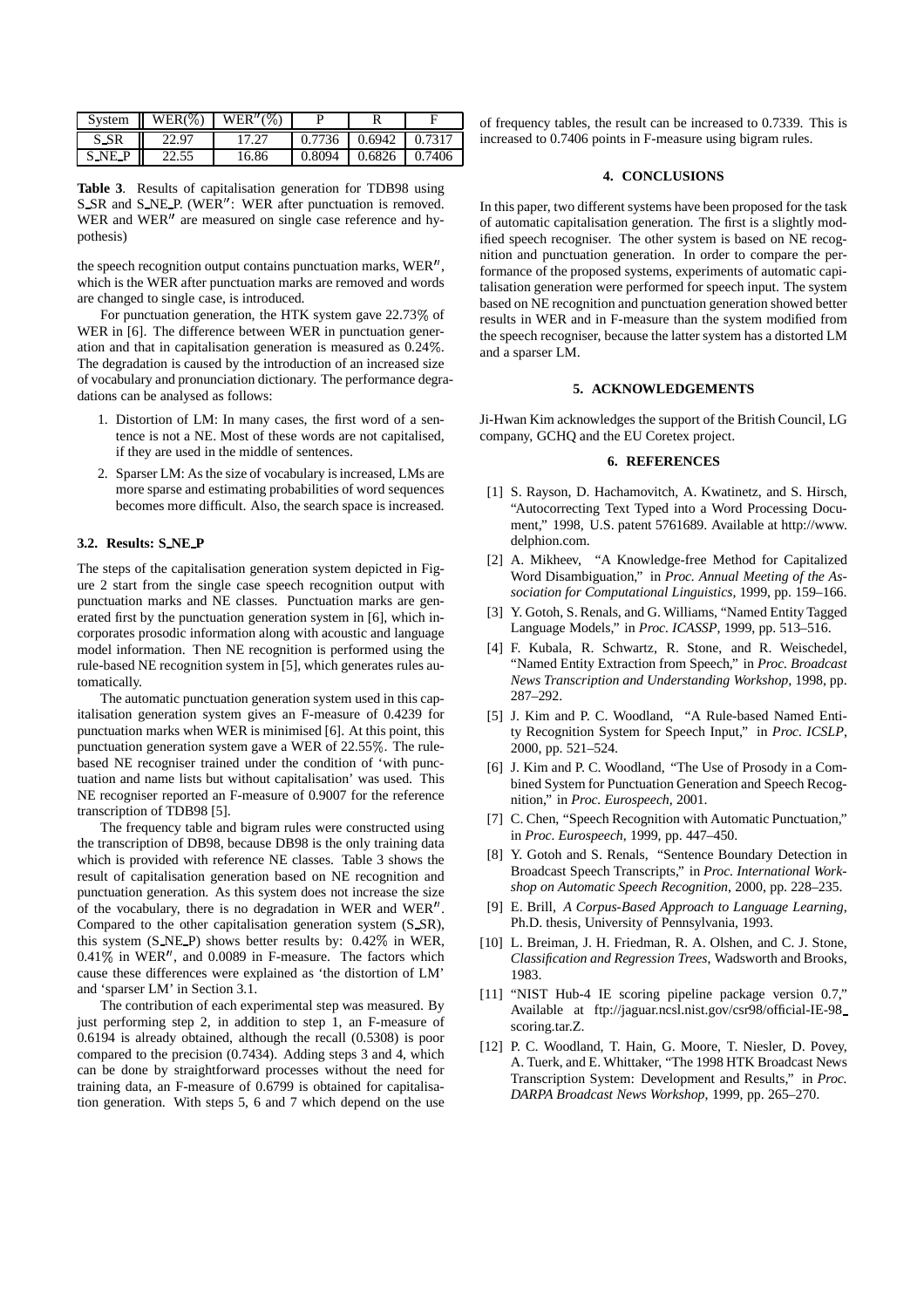| System | WER(%) | WER″(%) | P | R | F |
|---|---|---|---|---|---|
| S_SR | 22.97 | 17.27 | 0.7736 | 0.6942 | 0.7317 |
| S_NE_P | 22.55 | 16.86 | 0.8094 | 0.6826 | 0.7406 |

**Table 3**. Results of capitalisation generation for TDB98 using S_SR and S_NE_P. (WER″: WER after punctuation is removed. WER and WER″ are measured on single case reference and hypothesis)

the speech recognition output contains punctuation marks, WER″, which is the WER after punctuation marks are removed and words are changed to single case, is introduced.

For punctuation generation, the HTK system gave 22.73% of WER in [6]. The difference between WER in punctuation generation and that in capitalisation generation is measured as 0.24%. The degradation is caused by the introduction of an increased size of vocabulary and pronunciation dictionary. The performance degradations can be analysed as follows:

1. Distortion of LM: In many cases, the first word of a sentence is not a NE. Most of these words are not capitalised, if they are used in the middle of sentences.
2. Sparser LM: As the size of vocabulary is increased, LMs are more sparse and estimating probabilities of word sequences becomes more difficult. Also, the search space is increased.

### 3.2. Results: S_NE_P

The steps of the capitalisation generation system depicted in Figure 2 start from the single case speech recognition output with punctuation marks and NE classes. Punctuation marks are generated first by the punctuation generation system in [6], which incorporates prosodic information along with acoustic and language model information. Then NE recognition is performed using the rule-based NE recognition system in [5], which generates rules automatically.

The automatic punctuation generation system used in this capitalisation generation system gives an F-measure of 0.4239 for punctuation marks when WER is minimised [6]. At this point, this punctuation generation system gave a WER of 22.55%. The rule-based NE recogniser trained under the condition of 'with punctuation and name lists but without capitalisation' was used. This NE recogniser reported an F-measure of 0.9007 for the reference transcription of TDB98 [5].

The frequency table and bigram rules were constructed using the transcription of DB98, because DB98 is the only training data which is provided with reference NE classes. Table 3 shows the result of capitalisation generation based on NE recognition and punctuation generation. As this system does not increase the size of the vocabulary, there is no degradation in WER and WER″. Compared to the other capitalisation generation system (S_SR), this system (S_NE_P) shows better results by: 0.42% in WER, 0.41% in WER″, and 0.0089 in F-measure. The factors which cause these differences were explained as 'the distortion of LM' and 'sparser LM' in Section 3.1.

The contribution of each experimental step was measured. By just performing step 2, in addition to step 1, an F-measure of 0.6194 is already obtained, although the recall (0.5308) is poor compared to the precision (0.7434). Adding steps 3 and 4, which can be done by straightforward processes without the need for training data, an F-measure of 0.6799 is obtained for capitalisation generation. With steps 5, 6 and 7 which depend on the use of frequency tables, the result can be increased to 0.7339. This is increased to 0.7406 points in F-measure using bigram rules.

## 4. CONCLUSIONS

In this paper, two different systems have been proposed for the task of automatic capitalisation generation. The first is a slightly modified speech recogniser. The other system is based on NE recognition and punctuation generation. In order to compare the performance of the proposed systems, experiments of automatic capitalisation generation were performed for speech input. The system based on NE recognition and punctuation generation showed better results in WER and in F-measure than the system modified from the speech recogniser, because the latter system has a distorted LM and a sparser LM.

## 5. ACKNOWLEDGEMENTS

Ji-Hwan Kim acknowledges the support of the British Council, LG company, GCHQ and the EU Coretex project.

## 6. REFERENCES

[1] S. Rayson, D. Hachamovitch, A. Kwatinetz, and S. Hirsch, "Autocorrecting Text Typed into a Word Processing Document," 1998, U.S. patent 5761689. Available at http://www.delphion.com.

[2] A. Mikheev, "A Knowledge-free Method for Capitalized Word Disambiguation," in *Proc. Annual Meeting of the Association for Computational Linguistics*, 1999, pp. 159–166.

[3] Y. Gotoh, S. Renals, and G. Williams, "Named Entity Tagged Language Models," in *Proc. ICASSP*, 1999, pp. 513–516.

[4] F. Kubala, R. Schwartz, R. Stone, and R. Weischedel, "Named Entity Extraction from Speech," in *Proc. Broadcast News Transcription and Understanding Workshop*, 1998, pp. 287–292.

[5] J. Kim and P. C. Woodland, "A Rule-based Named Entity Recognition System for Speech Input," in *Proc. ICSLP*, 2000, pp. 521–524.

[6] J. Kim and P. C. Woodland, "The Use of Prosody in a Combined System for Punctuation Generation and Speech Recognition," in *Proc. Eurospeech*, 2001.

[7] C. Chen, "Speech Recognition with Automatic Punctuation," in *Proc. Eurospeech*, 1999, pp. 447–450.

[8] Y. Gotoh and S. Renals, "Sentence Boundary Detection in Broadcast Speech Transcripts," in *Proc. International Workshop on Automatic Speech Recognition*, 2000, pp. 228–235.

[9] E. Brill, *A Corpus-Based Approach to Language Learning*, Ph.D. thesis, University of Pennsylvania, 1993.

[10] L. Breiman, J. H. Friedman, R. A. Olshen, and C. J. Stone, *Classification and Regression Trees*, Wadsworth and Brooks, 1983.

[11] "NIST Hub-4 IE scoring pipeline package version 0.7," Available at ftp://jaguar.ncsl.nist.gov/csr98/official-IE-98_scoring.tar.Z.

[12] P. C. Woodland, T. Hain, G. Moore, T. Niesler, D. Povey, A. Tuerk, and E. Whittaker, "The 1998 HTK Broadcast News Transcription System: Development and Results," in *Proc. DARPA Broadcast News Workshop*, 1999, pp. 265–270.